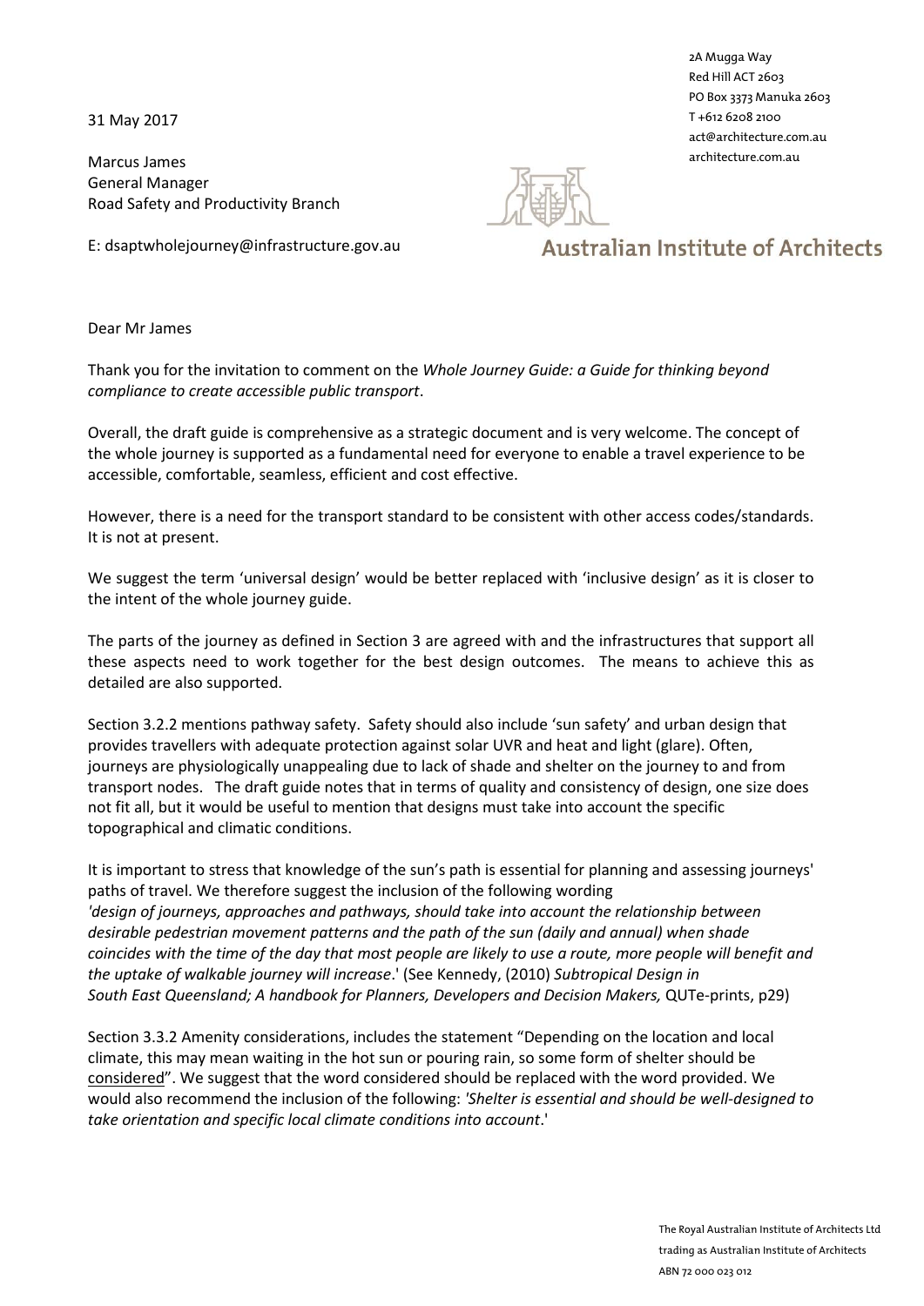2A Mugga Way
Red Hill ACT 2603
PO Box 3373 Manuka 2603
T +612 6208 2100
act@architecture.com.au
architecture.com.au

Australian Institute of Architects

31 May 2017

Marcus James
General Manager
Road Safety and Productivity Branch

E: dsaptwholejourney@infrastructure.gov.au

Dear Mr James

Thank you for the invitation to comment on the *Whole Journey Guide: a Guide for thinking beyond compliance to create accessible public transport*.

Overall, the draft guide is comprehensive as a strategic document and is very welcome. The concept of the whole journey is supported as a fundamental need for everyone to enable a travel experience to be accessible, comfortable, seamless, efficient and cost effective.

However, there is a need for the transport standard to be consistent with other access codes/standards. It is not at present.

We suggest the term 'universal design' would be better replaced with 'inclusive design' as it is closer to the intent of the whole journey guide.

The parts of the journey as defined in Section 3 are agreed with and the infrastructures that support all these aspects need to work together for the best design outcomes. The means to achieve this as detailed are also supported.

Section 3.2.2 mentions pathway safety. Safety should also include 'sun safety' and urban design that provides travellers with adequate protection against solar UVR and heat and light (glare). Often, journeys are physiologically unappealing due to lack of shade and shelter on the journey to and from transport nodes. The draft guide notes that in terms of quality and consistency of design, one size does not fit all, but it would be useful to mention that designs must take into account the specific topographical and climatic conditions.

It is important to stress that knowledge of the sun's path is essential for planning and assessing journeys' paths of travel. We therefore suggest the inclusion of the following wording *'design of journeys, approaches and pathways, should take into account the relationship between desirable pedestrian movement patterns and the path of the sun (daily and annual) when shade coincides with the time of the day that most people are likely to use a route, more people will benefit and the uptake of walkable journey will increase*.' (See Kennedy, (2010) *Subtropical Design in South East Queensland; A handbook for Planners, Developers and Decision Makers,* QUTe-prints, p29)

Section 3.3.2 Amenity considerations, includes the statement "Depending on the location and local climate, this may mean waiting in the hot sun or pouring rain, so some form of shelter should be considered". We suggest that the word considered should be replaced with the word provided. We would also recommend the inclusion of the following: *'Shelter is essential and should be well-designed to take orientation and specific local climate conditions into account*.'

The Royal Australian Institute of Architects Ltd
trading as Australian Institute of Architects
ABN 72 000 023 012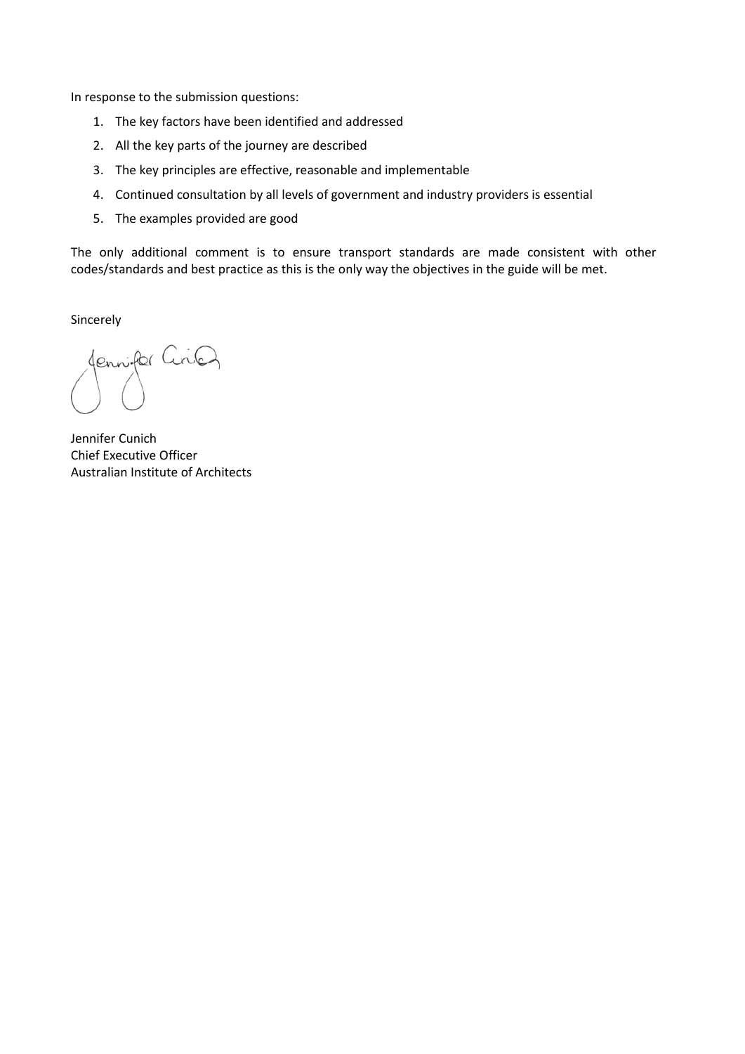In response to the submission questions:

1. The key factors have been identified and addressed
2. All the key parts of the journey are described
3. The key principles are effective, reasonable and implementable
4. Continued consultation by all levels of government and industry providers is essential
5. The examples provided are good

The only additional comment is to ensure transport standards are made consistent with other codes/standards and best practice as this is the only way the objectives in the guide will be met.

Sincerely

Jennifer Cunich
Chief Executive Officer
Australian Institute of Architects